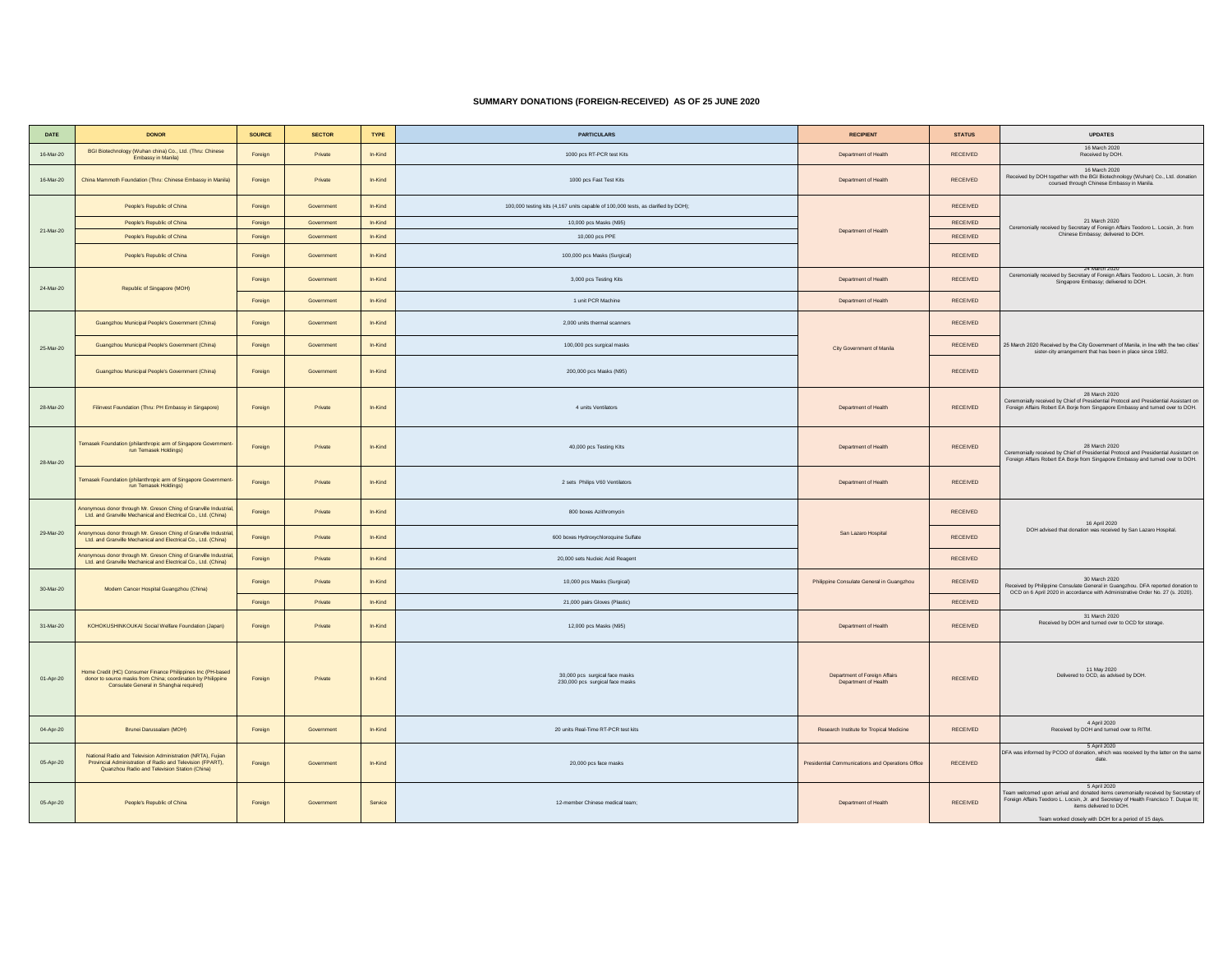## SUMMARY DONATIONS (FOREIGN-RECEIVED) AS OF 25 JUNE 2020

| DATE | DONOR | SOURCE | SECTOR | TYPE | PARTICULARS | RECIPIENT | STATUS | UPDATES |
|---|---|---|---|---|---|---|---|---|
| 16-Mar-20 | BGI Biotechnology (Wuhan china) Co., Ltd. (Thru: Chinese Embassy in Manila) | Foreign | Private | In-Kind | 1000 pcs RT-PCR test Kits | Department of Health | RECEIVED | 16 March 2020 Received by DOH. |
| 16-Mar-20 | China Mammoth Foundation (Thru: Chinese Embassy in Manila) | Foreign | Private | In-Kind | 1000 pcs Fast Test Kits | Department of Health | RECEIVED | 16 March 2020 Received by DOH together with the BGI Biotechnology (Wuhan) Co., Ltd. donation coursed through Chinese Embassy in Manila. |
| 21-Mar-20 | People's Republic of China | Foreign | Government | In-Kind | 100,000 testing kits (4,167 units capable of 100,000 tests, as clarified by DOH); | Department of Health | RECEIVED | 21 March 2020 Ceremonially received by Secretary of Foreign Affairs Teodoro L. Locsin, Jr. from Chinese Embassy; delivered to DOH. |
| | People's Republic of China | Foreign | Government | In-Kind | 10,000 pcs Masks (N95) | | RECEIVED | |
| | People's Republic of China | Foreign | Government | In-Kind | 10,000 pcs PPE | | RECEIVED | |
| | People's Republic of China | Foreign | Government | In-Kind | 100,000 pcs Masks (Surgical) | | RECEIVED | |
| 24-Mar-20 | Republic of Singapore (MOH) | Foreign | Government | In-Kind | 3,000 pcs Testing Kits | Department of Health | RECEIVED | 24 March 2020 Ceremonially received by Secretary of Foreign Affairs Teodoro L. Locsin, Jr. from Singapore Embassy; delivered to DOH. |
| | | Foreign | Government | In-Kind | 1 unit PCR Machine | Department of Health | RECEIVED | |
| 25-Mar-20 | Guangzhou Municipal People's Government (China) | Foreign | Government | In-Kind | 2,000 units thermal scanners | City Government of Manila | RECEIVED | 25 March 2020 Received by the City Government of Manila, in line with the two cities' sister-city arrangement that has been in place since 1982. |
| | Guangzhou Municipal People's Government (China) | Foreign | Government | In-Kind | 100,000 pcs surgical masks | | RECEIVED | |
| | Guangzhou Municipal People's Government (China) | Foreign | Government | In-Kind | 200,000 pcs Masks (N95) | | RECEIVED | |
| 28-Mar-20 | Filinvest Foundation (Thru: PH Embassy in Singapore) | Foreign | Private | In-Kind | 4 units Ventilators | Department of Health | RECEIVED | 28 March 2020 Ceremonially received by Chief of Presidential Protocol and Presidential Assistant on Foreign Affairs Robert EA Borje from Singapore Embassy and turned over to DOH. |
| 28-Mar-20 | Temasek Foundation (philanthropic arm of Singapore Government-run Temasek Holdings) | Foreign | Private | In-Kind | 40,000 pcs Testing Kits | Department of Health | RECEIVED | 28 March 2020 Ceremonially received by Chief of Presidential Protocol and Presidential Assistant on Foreign Affairs Robert EA Borje from Singapore Embassy and turned over to DOH. |
| | Temasek Foundation (philanthropic arm of Singapore Government-run Temasek Holdings) | Foreign | Private | In-Kind | 2 sets Philips V60 Ventilators | Department of Health | RECEIVED | |
| 29-Mar-20 | Anonymous donor through Mr. Greson Ching of Granville Industrial, Ltd. and Granville Mechanical and Electrical Co., Ltd. (China) | Foreign | Private | In-Kind | 800 boxes Azithromycin | San Lazaro Hospital | RECEIVED | 16 April 2020 DOH advised that donation was received by San Lazaro Hospital. |
| | Anonymous donor through Mr. Greson Ching of Granville Industrial, Ltd. and Granville Mechanical and Electrical Co., Ltd. (China) | Foreign | Private | In-Kind | 600 boxes HydroxychIoroquine Sulfate | | RECEIVED | |
| | Anonymous donor through Mr. Greson Ching of Granville Industrial, Ltd. and Granville Mechanical and Electrical Co., Ltd. (China) | Foreign | Private | In-Kind | 20,000 sets Nucleic Acid Reagent | | RECEIVED | |
| 30-Mar-20 | Modern Cancer Hospital Guangzhou (China) | Foreign | Private | In-Kind | 10,000 pcs Masks (Surgical) | Philippine Consulate General in Guangzhou | RECEIVED | 30 March 2020 Received by Philippine Consulate General in Guangzhou. DFA reported donation to OCD on 6 April 2020 in accordance with Administrative Order No. 27 (s. 2020). |
| | | Foreign | Private | In-Kind | 21,000 pairs Gloves (Plastic) | | RECEIVED | |
| 31-Mar-20 | KOHOKUSHINKOUKAI Social Welfare Foundation (Japan) | Foreign | Private | In-Kind | 12,000 pcs Masks (N95) | Department of Health | RECEIVED | 31 March 2020 Received by DOH and turned over to OCD for storage. |
| 01-Apr-20 | Home Credit (HC) Consumer Finance Philippines Inc (PH-based donor to source masks from China; coordination by Philippine Consulate General in Shanghai required) | Foreign | Private | In-Kind | 30,000 pcs surgical face masks 230,000 pcs surgical face masks | Department of Foreign Affairs Department of Health | RECEIVED | 11 May 2020 Delivered to OCD, as advised by DOH. |
| 04-Apr-20 | Brunei Darussalam (MOH) | Foreign | Government | In-Kind | 20 units Real-Time RT-PCR test kits | Research Institute for Tropical Medicine | RECEIVED | 4 April 2020 Received by DOH and turned over to RITM. |
| 05-Apr-20 | National Radio and Television Administration (NRTA), Fujian Provincial Administration of Radio and Television (FPART), Quanzhou Radio and Television Station (China) | Foreign | Government | In-Kind | 20,000 pcs face masks | Presidential Communications and Operations Office | RECEIVED | 5 April 2020 DFA was informed by PCOO of donation, which was received by the latter on the same date. |
| 05-Apr-20 | People's Republic of China | Foreign | Government | Service | 12-member Chinese medical team; | Department of Health | RECEIVED | 5 April 2020 Team welcomed upon arrival and donated items ceremonially received by Secretary of Foreign Affairs Teodoro L. Locsin, Jr. and Secretary of Health Francisco T. Duque III; items delivered to DOH. Team worked closely with DOH for a period of 15 days. |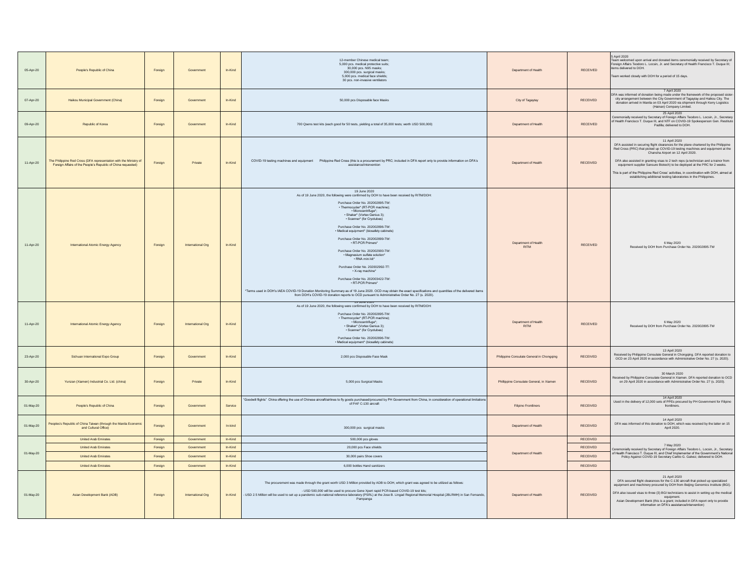| | | | | | | | | |
|---|---|---|---|---|---|---|---|---|
| 05-Apr-20 | People's Republic of China | Foreign | Government | In-Kind | 12-member Chinese medical team;<br>5,000 pcs. medical protective suits;<br>30,000 pcs. N95 masks;<br>300,000 pcs. surgical masks;<br>5,000 pcs. medical face shields;<br>30 pcs. non-invasive ventilators | Department of Health | RECEIVED | 5 April 2020<br>Team welcomed upon arrival and donated items ceremonially received by Secretary of Foreign Affairs Teodoro L. Locsin, Jr. and Secretary of Health Francisco T. Duque III; items delivered to DOH.<br><br>Team worked closely with DOH for a period of 15 days. |
| 07-Apr-20 | Haikou Municipal Government (China) | Foreign | Government | In-Kind | 50,000 pcs Disposable face Masks | City of Tagaytay | RECEIVED | 7 April 2020<br>DFA was informed of donation being made under the framework of the proposed sister-city arrangement between the City Government of Tagaytay and Haikou City. The donation arrived in Manila on 03 April 2020 via shipment through Kerry Logistics (Hainan) Company Limited. |
| 09-Apr-20 | Republic of Korea | Foreign | Government | In-Kind | 700 Qsens test kits (each good for 50 tests, yielding a total of 35,000 tests; worth USD 500,000) | Department of Health | RECEIVED | 25 April 2020<br>Ceremonially received by Secretary of Foreign Affairs Teodoro L. Locsin, Jr., Secretary of Health Francisco T. Duque III, and NTF on COVID-19 Spokesperson Gen. Restituto Padilla; delivered to DOH. |
| 11-Apr-20 | The Philippine Red Cross (DFA representation with the Ministry of Foreign Affairs of the People's Republic of China requested) | Foreign | Private | In-Kind | COVID-19 testing machines and equipment Philippine Red Cross (this is a procurement by PRC; included in DFA report only to provide information on DFA's assistance/intervention | Department of Health | RECEIVED | 11 April 2020<br>DFA assisted in securing flight clearances for the plane chartered by the Philippine Red Cross (PRC) that picked up COVID-19 testing machines and equipment at the Changsha Airport on 12 April 2020.<br><br>DFA also assisted in granting visas to 2 tech reps (a technician and a trainor from equipment supplier Sansure Biotech) to be deployed at the PRC for 2 weeks.<br><br>This is part of the Philippine Red Cross' activities, in coordination with DOH, aimed at establishing additional testing laboratories in the Philippines. |
| 11-Apr-20 | International Atomic Energy Agency | Foreign | International Org | In-Kind | 19 June 2020<br>As of 19 June 2020, the following were confirmed by DOH to have been received by RITM/DOH:<br><br>Purchase Order No. 202002895-TW:<br>• Thermocycler* (RT-PCR machine);<br>• Microcentrifuge*;<br>• Shaker* (Vortex Genius 3);<br>• Scanner* (for Cryotubes)<br><br>Purchase Order No. 202002896-TW:<br>• Medical equipment* (biosafety cabinets)<br><br>Purchase Order No. 202002899-TW:<br>• RT-PCR Primers*<br><br>Purchase Order No. 202002900-TW:<br>• Magnesium sulfate solution*<br>• RNA mini kit*<br><br>Purchase Order No. 202002992-TT:<br>• X-ray machine*<br><br>Purchase Order No. 202003422-TW:<br>• RT-PCR Primers*<br><br>*Terms used in DOH's IAEA COVID-19 Donation Monitoring Summary as of 19 June 2020. OCD may obtain the exact specifications and quantities of the delivered items from DOH's COVID-19 donation reports to OCD pursuant to Administrative Order No. 27 (s. 2020). | Department of Health<br>RITM | RECEIVED | 6 May 2020<br>Received by DOH from Purchase Order No. 202002895-TW |
| 11-Apr-20 | International Atomic Energy Agency | Foreign | International Org | In-Kind | 19 June 2020<br>As of 19 June 2020, the following were confirmed by DOH to have been received by RITM/DOH:<br><br>Purchase Order No. 202002895-TW:<br>• Thermocycler* (RT-PCR machine);<br>• Microcentrifuge*;<br>• Shaker* (Vortex Genius 3);<br>• Scanner* (for Cryotubes)<br><br>Purchase Order No. 202002896-TW:<br>• Medical equipment* (biosafety cabinets) | Department of Health<br>RITM | RECEIVED | 6 May 2020<br>Received by DOH from Purchase Order No. 202002895-TW |
| 23-Apr-20 | Sichuan International Expo Group | Foreign | Government | In-Kind | 2,000 pcs Disposable Face Mask | Philippine Consulate General in Chongqing | RECEIVED | 13 April 2020<br>Received by Philippine Consulate General in Chongqing. DFA reported donation to OCD on 23 April 2020 in accordance with Administrative Order No. 27 (s. 2020). |
| 30-Apr-20 | Yunzan (Xiamen) Industrial Co. Ltd. (china) | Foreign | Private | In-Kind | 5,000 pcs Surgical Masks | Phillippine Consulate General, in Xiamen | RECEIVED | 30 March 2020<br>Received by Philippine Consulate General in Xiamen. DFA reported donation to OCD on 29 April 2020 in accordance with Administrative Order No. 27 (s. 2020). |
| 01-May-20 | People's Republic of China | Foreign | Government | Service | "Goodwill flights" China offering the use of Chinese aircraft/airlines to fly goods purchased/procured by PH Government from China, in consideration of operational limitations of PAF C-130 aircraft | Filipino Frontliners | RECEIVED | 14 April 2020<br>Used in the delivery of 12,000 sets of PPEs procured by PH Government for Filipino frontliners. |
| 01-May-20 | Peoples's Republic of China Taiwan (through the Manila Economic and Cultural Office) | Foreign | Government | In-kind | 300,000 pcs surgical masks | Department of Health | RECEIVED | 14 April 2020<br>DFA was informed of this donation to DOH, which was received by the latter on 15 April 2020. |
| 01-May-20 | United Arab Emirates | Foreign | Government | In-Kind | 500,000 pcs gloves | Department of Health | RECEIVED | 7 May 2020<br>Ceremonially received by Secretary of Foreign Affairs Teodoro L. Locsin, Jr., Secretary of Health Francisco T. Duque III, and Chief Implementer of the Government's National Policy Against COVID-19 Secretary Carlito G. Galvez; delivered to DOH. |
| | United Arab Emirates | Foreign | Government | In-Kind | 20,000 pcs Face shields | | RECEIVED | |
| | United Arab Emirates | Foreign | Government | In-Kind | 30,000 pairs Shoe covers | | RECEIVED | |
| | United Arab Emirates | Foreign | Government | In-Kind | 6,000 bottles Hand sanitizers | | RECEIVED | |
| 01-May-20 | Asian Development Bank (ADB) | Foreign | International Org | In-Kind | The procurement was made through the grant worth USD 3 Million provided by ADB to DOH, which grant was agreed to be utilized as follows:<br><br>- USD 500,000 will be used to procure Gene Xpert rapid PCR-based COVID-19 test kits;<br>- USD 2.5 Million will be used to set up a pandemic sub-national reference laboratory (PSRL) at the Jose B. Lingad Regional Memorial Hospital (JBLRMH) in San Fernando, Pampanga | Department of Health | RECEIVED | 21 April 2020<br>DFA secured flight clearances for the C-130 aircraft that picked up specialized equipment and machinery procured by DOH from Beijing Genomics Institute (BGI).<br><br>DFA also issued visas to three (3) BGI technicians to assist in setting up the medical equipment.<br>Asian Development Bank (this is a grant; included in DFA report only to provide information on DFA's assistance/intervention) |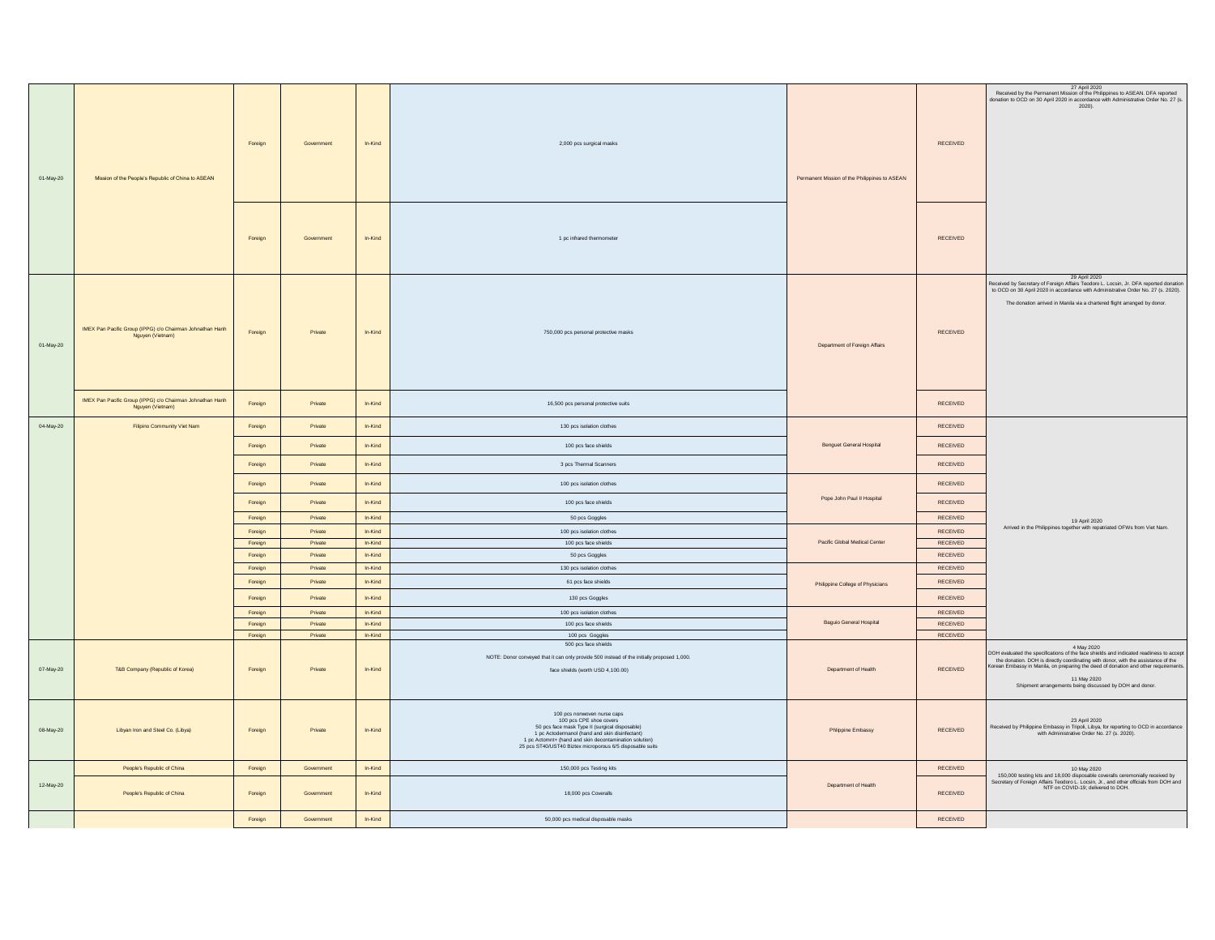| | | | | | | | | |
|---|---|---|---|---|---|---|---|---|
| 01-May-20 | Mission of the People's Republic of China to ASEAN | Foreign | Government | In-Kind | 2,000 pcs surgical masks | Permanent Mission of the Philippines to ASEAN | RECEIVED | 27 April 2020<br>Received by the Permanent Mission of the Philippines to ASEAN. DFA reported donation to OCD on 30 April 2020 in accordance with Administrative Order No. 27 (s. 2020). |
| | | Foreign | Government | In-Kind | 1 pc infrared thermometer | | RECEIVED | |
| 01-May-20 | IMEX Pan Pacific Group (IPPG) c/o Chairman Johnathan Hanh Nguyen (Vietnam) | Foreign | Private | In-Kind | 750,000 pcs personal protective masks | Department of Foreign Affairs | RECEIVED | 29 April 2020<br>Received by Secretary of Foreign Affairs Teodoro L. Locsin, Jr. DFA reported donation to OCD on 30 April 2020 in accordance with Administrative Order No. 27 (s. 2020).<br><br>The donation arrived in Manila via a chartered flight arranged by donor. |
| | IMEX Pan Pacific Group (IPPG) c/o Chairman Johnathan Hanh Nguyen (Vietnam) | Foreign | Private | In-Kind | 16,500 pcs personal protective suits | | RECEIVED | |
| 04-May-20 | Filipino Community Viet Nam | Foreign | Private | In-Kind | 130 pcs isolation clothes | Benguet General Hospital | RECEIVED | 19 April 2020<br>Arrived in the Philippines together with repatriated OFWs from Viet Nam. |
| | | Foreign | Private | In-Kind | 100 pcs face shields | | RECEIVED | |
| | | Foreign | Private | In-Kind | 3 pcs Thermal Scanners | | RECEIVED | |
| | | Foreign | Private | In-Kind | 100 pcs isolation clothes | Pope John Paul II Hospital | RECEIVED | |
| | | Foreign | Private | In-Kind | 100 pcs face shields | | RECEIVED | |
| | | Foreign | Private | In-Kind | 50 pcs Goggles | | RECEIVED | |
| | | Foreign | Private | In-Kind | 100 pcs isolation clothes | Pacific Global Medical Center | RECEIVED | |
| | | Foreign | Private | In-Kind | 100 pcs face shields | | RECEIVED | |
| | | Foreign | Private | In-Kind | 50 pcs Goggles | | RECEIVED | |
| | | Foreign | Private | In-Kind | 130 pcs isolation clothes | Philippine College of Physicians | RECEIVED | |
| | | Foreign | Private | In-Kind | 61 pcs face shields | | RECEIVED | |
| | | Foreign | Private | In-Kind | 130 pcs Goggles | | RECEIVED | |
| | | Foreign | Private | In-Kind | 100 pcs isolation clothes | Baguio General Hospital | RECEIVED | |
| | | Foreign | Private | In-Kind | 100 pcs face shields | | RECEIVED | |
| | | Foreign | Private | In-Kind | 100 pcs Goggles | | RECEIVED | |
| 07-May-20 | T&B Company (Republic of Korea) | Foreign | Private | In-Kind | 500 pcs face shields<br><br>NOTE: Donor conveyed that it can only provide 500 instead of the initially proposed 1,000.<br><br>face shields (worth USD 4,100.00) | Department of Health | RECEIVED | 4 May 2020<br>DOH evaluated the specifications of the face shields and indicated readiness to accept the donation. DOH is directly coordinating with donor, with the assistance of the Korean Embassy in Manila, on preparing the deed of donation and other requirements.<br><br>11 May 2020<br>Shipment arrangements being discussed by DOH and donor. |
| 08-May-20 | Libyan Iron and Steel Co. (Libya) | Foreign | Private | In-Kind | 100 pcs nonwoven nurse caps<br>100 pcs CPE shoe covers<br>50 pcs face mask Type II (surgical disposable)<br>1 pc Actodermanol (hand and skin disinfectant)<br>1 pc Actomnt+ (hand and skin decontamination solution)<br>25 pcs ST40/UST40 Biztex microporous 6/5 disposable suits | Philippine Embassy | RECEIVED | 23 April 2020<br>Received by Philippine Embassy in Tripoli, Libya, for reporting to OCD in accordance with Administrative Order No. 27 (s. 2020). |
| 12-May-20 | People's Republic of China | Foreign | Government | In-Kind | 150,000 pcs Testing kits | Department of Health | RECEIVED | 10 May 2020<br>150,000 testing kits and 18,000 disposable coveralls ceremonially received by Secretary of Foreign Affairs Teodoro L. Locsin, Jr., and other officials from DOH and NTF on COVID-19; delivered to DOH. |
| | People's Republic of China | Foreign | Government | In-Kind | 18,000 pcs Coveralls | | RECEIVED | |
| | | Foreign | Government | In-Kind | 50,000 pcs medical disposable masks | | RECEIVED | |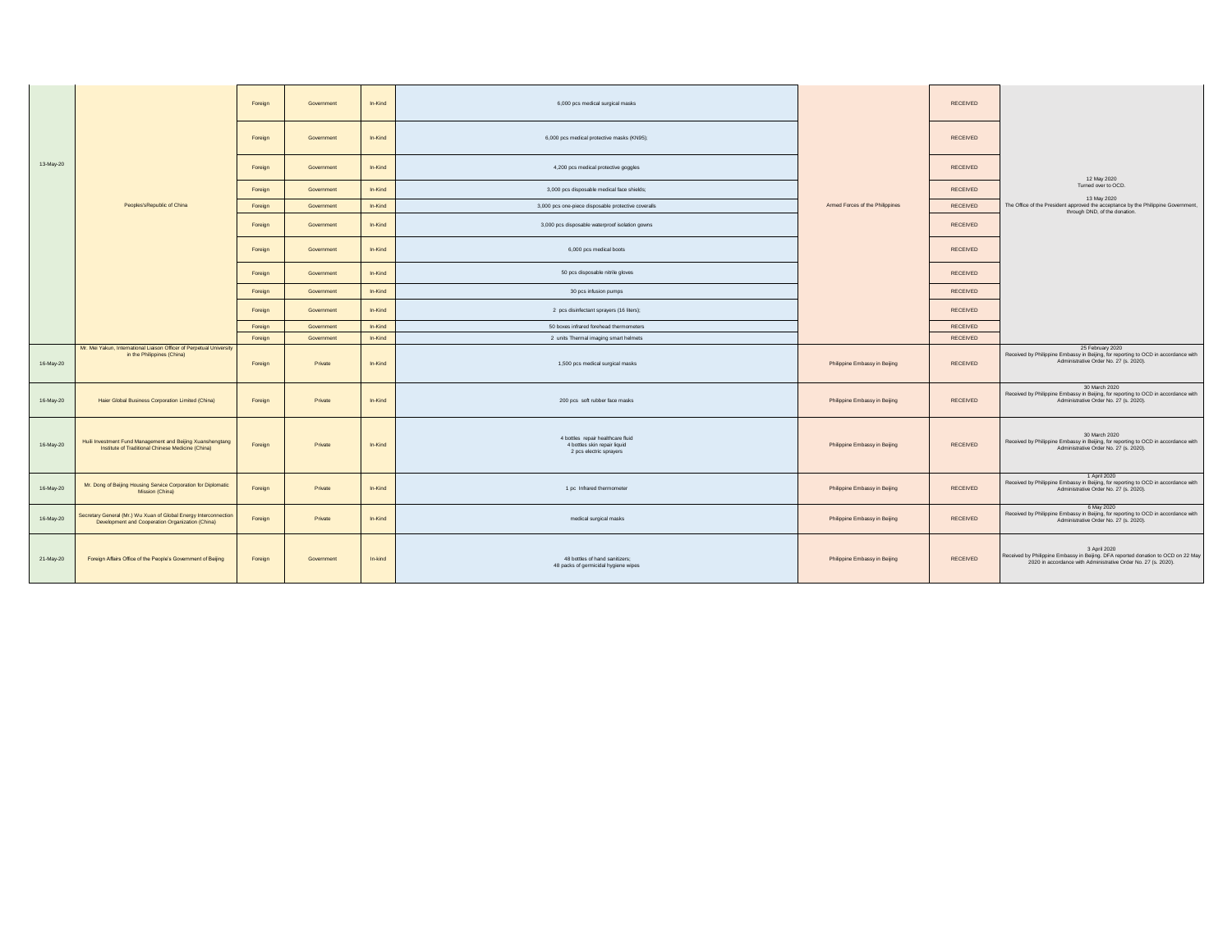| 13-May-20 | Peoples'sRepublic of China | Foreign | Government | In-Kind | 6,000 pcs medical surgical masks | Armed Forces of the Philippines | RECEIVED | 12 May 2020 Turned over to OCD. 13 May 2020 The Office of the President approved the acceptance by the Philippine Government, through DND, of the donation. |
|---|---|---|---|---|---|---|---|---|
| | | Foreign | Government | In-Kind | 6,000 pcs medical protective masks (KN95); | | RECEIVED | |
| | | Foreign | Government | In-Kind | 4,200 pcs medical protective goggles | | RECEIVED | |
| | | Foreign | Government | In-Kind | 3,000 pcs disposable medical face shields; | | RECEIVED | |
| | | Foreign | Government | In-Kind | 3,000 pcs one-piece disposable protective coveralls | | RECEIVED | |
| | | Foreign | Government | In-Kind | 3,000 pcs disposable waterproof isolation gowns | | RECEIVED | |
| | | Foreign | Government | In-Kind | 6,000 pcs medical boots | | RECEIVED | |
| | | Foreign | Government | In-Kind | 50 pcs disposable nitrile gloves | | RECEIVED | |
| | | Foreign | Government | In-Kind | 30 pcs infusion pumps | | RECEIVED | |
| | | Foreign | Government | In-Kind | 2 pcs disinfectant sprayers (16 liters); | | RECEIVED | |
| | | Foreign | Government | In-Kind | 50 boxes infrared forehead thermometers | | RECEIVED | |
| | | Foreign | Government | In-Kind | 2 units Thermal imaging smart helmets | | RECEIVED | |
| 16-May-20 | Mr. Mei Yakun, International Liaison Officer of Perpetual University in the Philippines (China) | Foreign | Private | In-Kind | 1,500 pcs medical surgical masks | Philippine Embassy in Beijing | RECEIVED | 25 February 2020 Received by Philippine Embassy in Beijing, for reporting to OCD in accordance with Administrative Order No. 27 (s. 2020). |
| 16-May-20 | Haier Global Business Corporation Limited (China) | Foreign | Private | In-Kind | 200 pcs soft rubber face masks | Philippine Embassy in Beijing | RECEIVED | 30 March 2020 Received by Philippine Embassy in Beijing, for reporting to OCD in accordance with Administrative Order No. 27 (s. 2020). |
| 16-May-20 | Huili Investment Fund Management and Beijing Xuanshengtang Institute of Traditional Chinese Medicine (China) | Foreign | Private | In-Kind | 4 bottles repair healthcare fluid<br>4 bottles skin repair liquid<br>2 pcs electric sprayers | Philippine Embassy in Beijing | RECEIVED | 30 March 2020 Received by Philippine Embassy in Beijing, for reporting to OCD in accordance with Administrative Order No. 27 (s. 2020). |
| 16-May-20 | Mr. Dong of Beijing Housing Service Corporation for Diplomatic Mission (China) | Foreign | Private | In-Kind | 1 pc Infrared thermometer | Philippine Embassy in Beijing | RECEIVED | 1 April 2020 Received by Philippine Embassy in Beijing, for reporting to OCD in accordance with Administrative Order No. 27 (s. 2020). |
| 16-May-20 | Secretary General (Mr.) Wu Xuan of Global Energy Interconnection Development and Cooperation Organization (China) | Foreign | Private | In-Kind | medical surgical masks | Philippine Embassy in Beijing | RECEIVED | 6 May 2020 Received by Philippine Embassy in Beijing, for reporting to OCD in accordance with Administrative Order No. 27 (s. 2020). |
| 21-May-20 | Foreign Affairs Office of the People's Government of Beijing | Foreign | Government | In-kind | 48 bottles of hand sanitizers;<br>48 packs of germicidal hygiene wipes | Philippine Embassy in Beijing | RECEIVED | 3 April 2020 Received by Philippine Embassy in Beijing. DFA reported donation to OCD on 22 May 2020 in accordance with Administrative Order No. 27 (s. 2020). |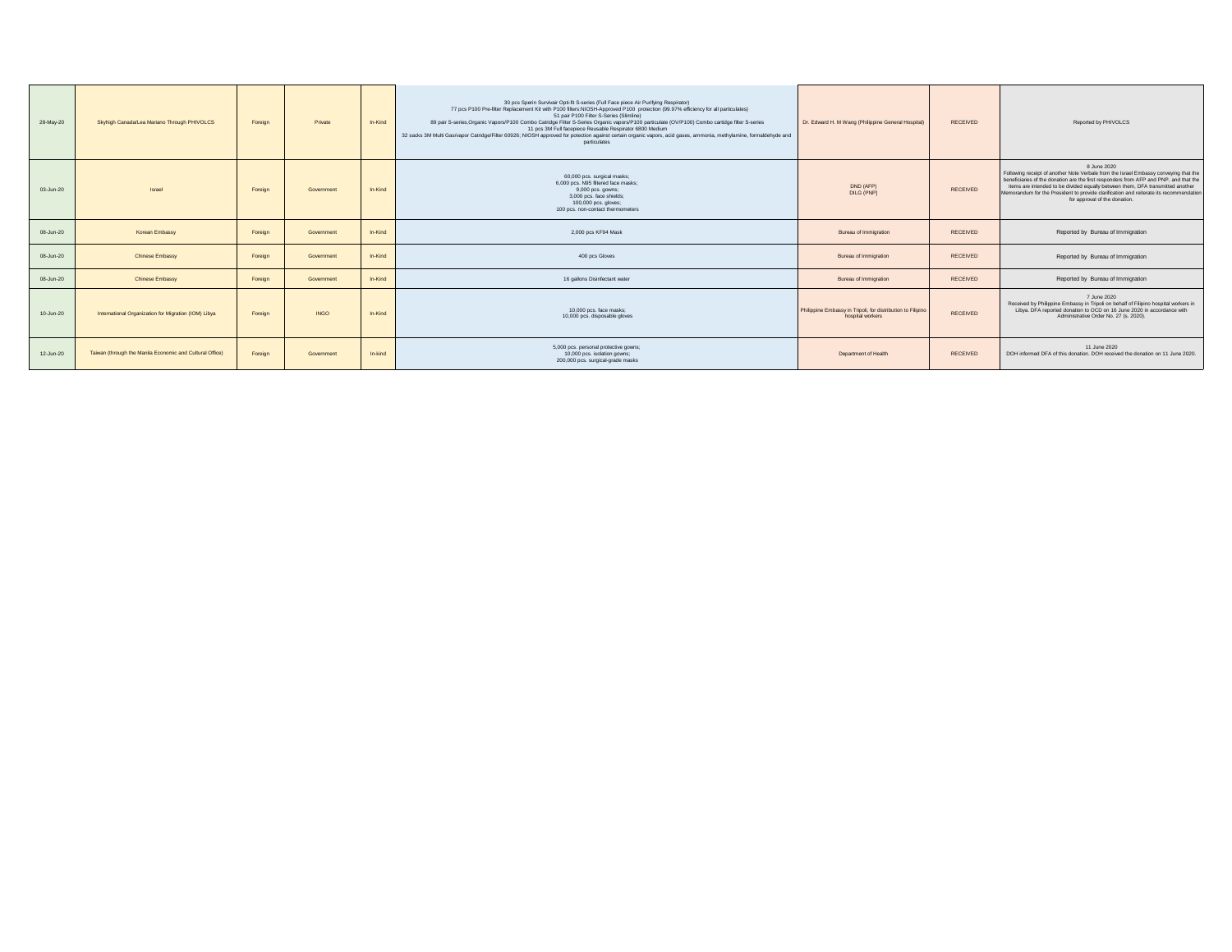| | | | | | | | | |
|---|---|---|---|---|---|---|---|---|
| 28-May-20 | Skyhigh Canada/Lea Mariano Through PHIVOLCS | Foreign | Private | In-Kind | 30 pcs Sperin Survivair Opti-fit S-series (Full Face piece Air Purifying Respirator)<br>77 pcs P100 Pre-filter Replacement Kit with P100 filters;NIOSH-Approved P100 protection (99.97% efficiency for all particulates)<br>51 pair P100 Filter S-Series (Slimline)<br>89 pair S-series,Organic Vapors/P100 Combo Catridge Filter S-Series Organic vapors/P100 particulate (OV/P100) Combo cartridge filter S-series<br>11 pcs 3M Full facepiece Reusable Respirator 6800 Medium<br>32 sacks 3M Multi Gas/vapor Catridge/Filter 60926; NIOSH approved for potection against certain organic vapors, acid gases, ammonia, methylamine, formaldehyde and particulates | Dr. Edward H. M Wang (Philippine General Hospital) | RECEIVED | Reported by PHIVOLCS |
| 03-Jun-20 | Israel | Foreign | Government | In-Kind | 60,000 pcs. surgical masks;<br>6,000 pcs. N95 filtered face masks;<br>9,000 pcs. gowns;<br>3,000 pcs. face shields;<br>100,000 pcs. gloves;<br>100 pcs. non-contact thermometers | DND (AFP)<br>DILG (PNP) | RECEIVED | 8 June 2020<br>Following receipt of another Note Verbale from the Israel Embassy conveying that the beneficiaries of the donation are the first responders from AFP and PNP, and that the items are intended to be divided equally between them, DFA transmitted another Memorandum for the President to provide clarification and reiterate its recommendation for approval of the donation. |
| 08-Jun-20 | Korean Embassy | Foreign | Government | In-Kind | 2,000 pcs KF94 Mask | Bureau of Immigration | RECEIVED | Reported by Bureau of Immigration |
| 08-Jun-20 | Chinese Embassy | Foreign | Government | In-Kind | 400 pcs Gloves | Bureau of Immigration | RECEIVED | Reported by Bureau of Immigration |
| 08-Jun-20 | Chinese Embassy | Foreign | Government | In-Kind | 16 gallons Disinfectant water | Bureau of Immigration | RECEIVED | Reported by Bureau of Immigration |
| 10-Jun-20 | International Organization for Migration (IOM) Libya | Foreign | INGO | In-Kind | 10,000 pcs. face masks;<br>10,000 pcs. disposable gloves | Philippine Embassy in Tripoli, for distribution to Filipino hospital workers | RECEIVED | 7 June 2020<br>Received by Philippine Embassy in Tripoli on behalf of Filipino hospital workers in Libya. DFA reported donation to OCD on 16 June 2020 in accordance with Administrative Order No. 27 (s. 2020). |
| 12-Jun-20 | Taiwan (through the Manila Economic and Cultural Office) | Foreign | Government | In-kind | 5,000 pcs. personal protective gowns;<br>10,000 pcs. isolation gowns;<br>200,000 pcs. surgical-grade masks | Department of Health | RECEIVED | 11 June 2020<br>DOH informed DFA of this donation. DOH received the donation on 11 June 2020. |